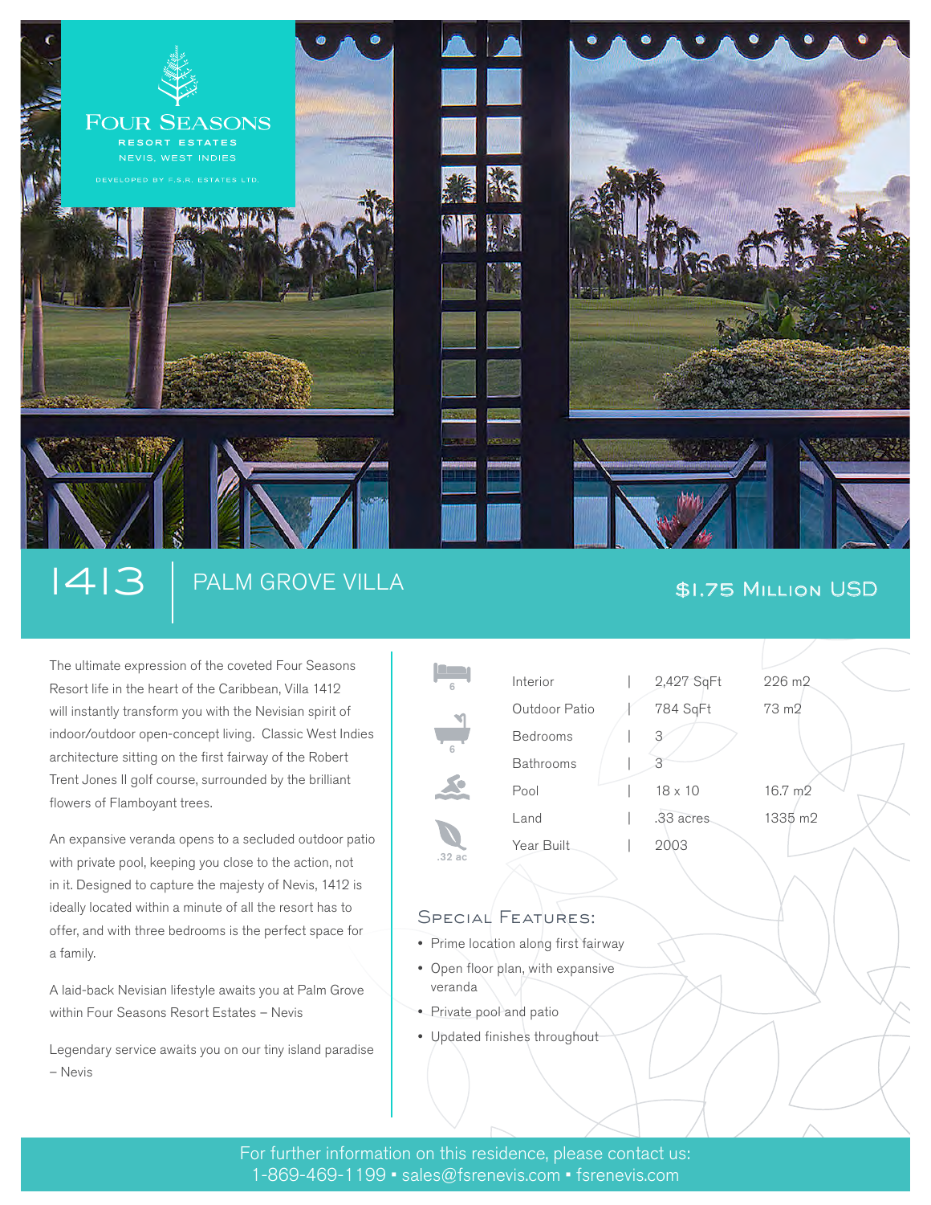Four Seasons

RESORT ESTATES

NEVIS, WEST INDIES

DEVELOPED BY F.S.R. ESTATES LTD.

# 1413 | PALM GROVE VILLA

## $1.75 Million USD

The ultimate expression of the coveted Four Seasons Resort life in the heart of the Caribbean, Villa 1412 will instantly transform you with the Nevisian spirit of indoor/outdoor open-concept living. Classic West Indies architecture sitting on the first fairway of the Robert Trent Jones II golf course, surrounded by the brilliant flowers of Flamboyant trees.

An expansive veranda opens to a secluded outdoor patio with private pool, keeping you close to the action, not in it. Designed to capture the majesty of Nevis, 1412 is ideally located within a minute of all the resort has to offer, and with three bedrooms is the perfect space for a family.

A laid-back Nevisian lifestyle awaits you at Palm Grove within Four Seasons Resort Estates – Nevis

Legendary service awaits you on our tiny island paradise – Nevis

6 | 6 | .32 ac

| | | |
|---|---|---|
| Interior | 2,427 SqFt | 226 m2 |
| Outdoor Patio | 784 SqFt | 73 m2 |
| Bedrooms | 3 | |
| Bathrooms | 3 | |
| Pool | 18 x 10 | 16.7 m2 |
| Land | .33 acres | 1335 m2 |
| Year Built | 2003 | |

### Special Features:

- Prime location along first fairway
- Open floor plan, with expansive veranda
- Private pool and patio
- Updated finishes throughout

For further information on this residence, please contact us:
1-869-469-1199 ▪ sales@fsrenevis.com ▪ fsrenevis.com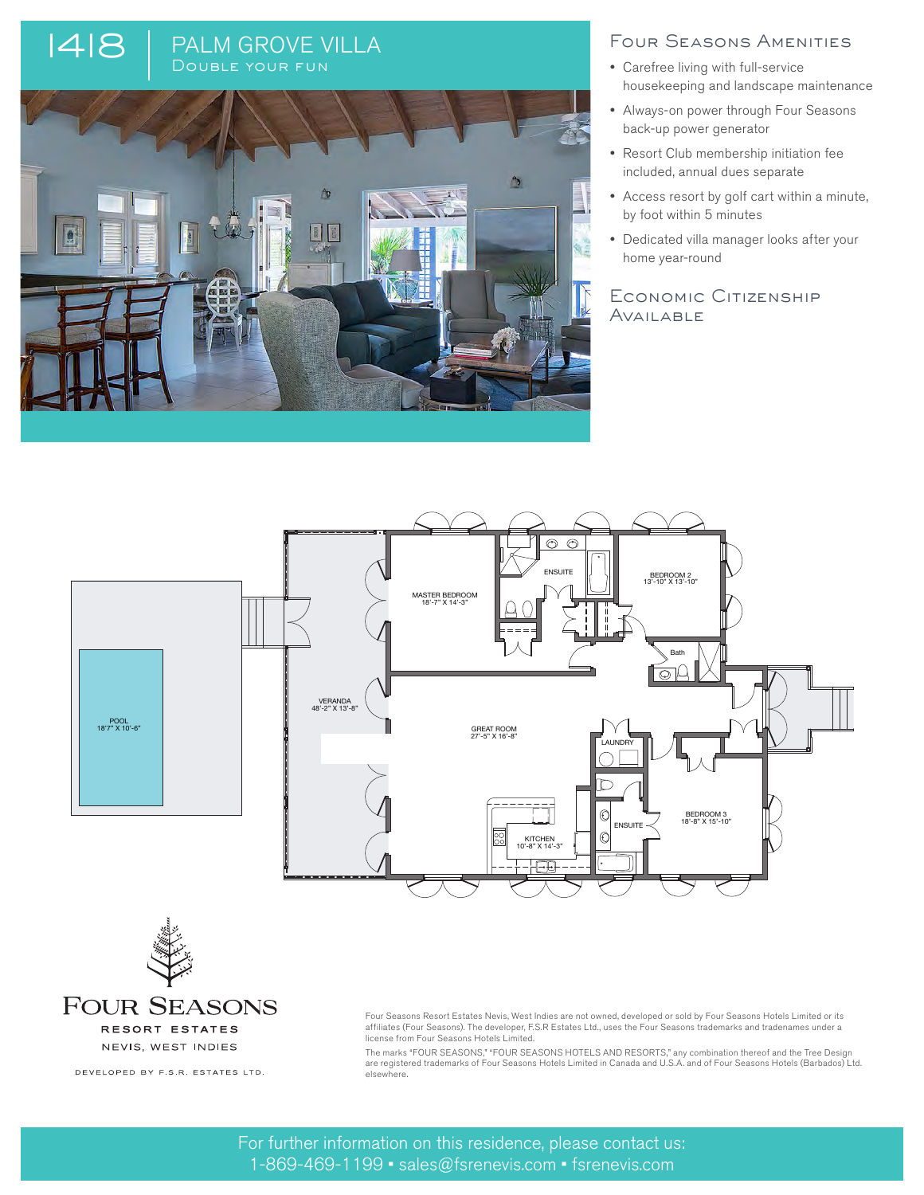# 1418 | PALM GROVE VILLA

## Double your fun

## Four Seasons Amenities

- Carefree living with full-service housekeeping and landscape maintenance
- Always-on power through Four Seasons back-up power generator
- Resort Club membership initiation fee included, annual dues separate
- Access resort by golf cart within a minute, by foot within 5 minutes
- Dedicated villa manager looks after your home year-round

## Economic Citizenship Available

POOL
18'7" X 10'-6"

VERANDA
48'-2" X 13'-8"

MASTER BEDROOM
18'-7" X 14'-3"

ENSUITE

BEDROOM 2
13'-10" X 13'-10"

Bath

GREAT ROOM
27'-5" X 16'-8"

LAUNDRY

ENSUITE

BEDROOM 3
18'-8" X 15'-10"

KITCHEN
10'-8" X 14'-3"

FOUR SEASONS
RESORT ESTATES
NEVIS, WEST INDIES

DEVELOPED BY F.S.R. ESTATES LTD.

Four Seasons Resort Estates Nevis, West Indies are not owned, developed or sold by Four Seasons Hotels Limited or its affiliates (Four Seasons). The developer, F.S.R Estates Ltd., uses the Four Seasons trademarks and tradenames under a license from Four Seasons Hotels Limited.

The marks "FOUR SEASONS," "FOUR SEASONS HOTELS AND RESORTS," any combination thereof and the Tree Design are registered trademarks of Four Seasons Hotels Limited in Canada and U.S.A. and of Four Seasons Hotels (Barbados) Ltd. elsewhere.

For further information on this residence, please contact us:
1-869-469-1199 • sales@fsrenevis.com • fsrenevis.com